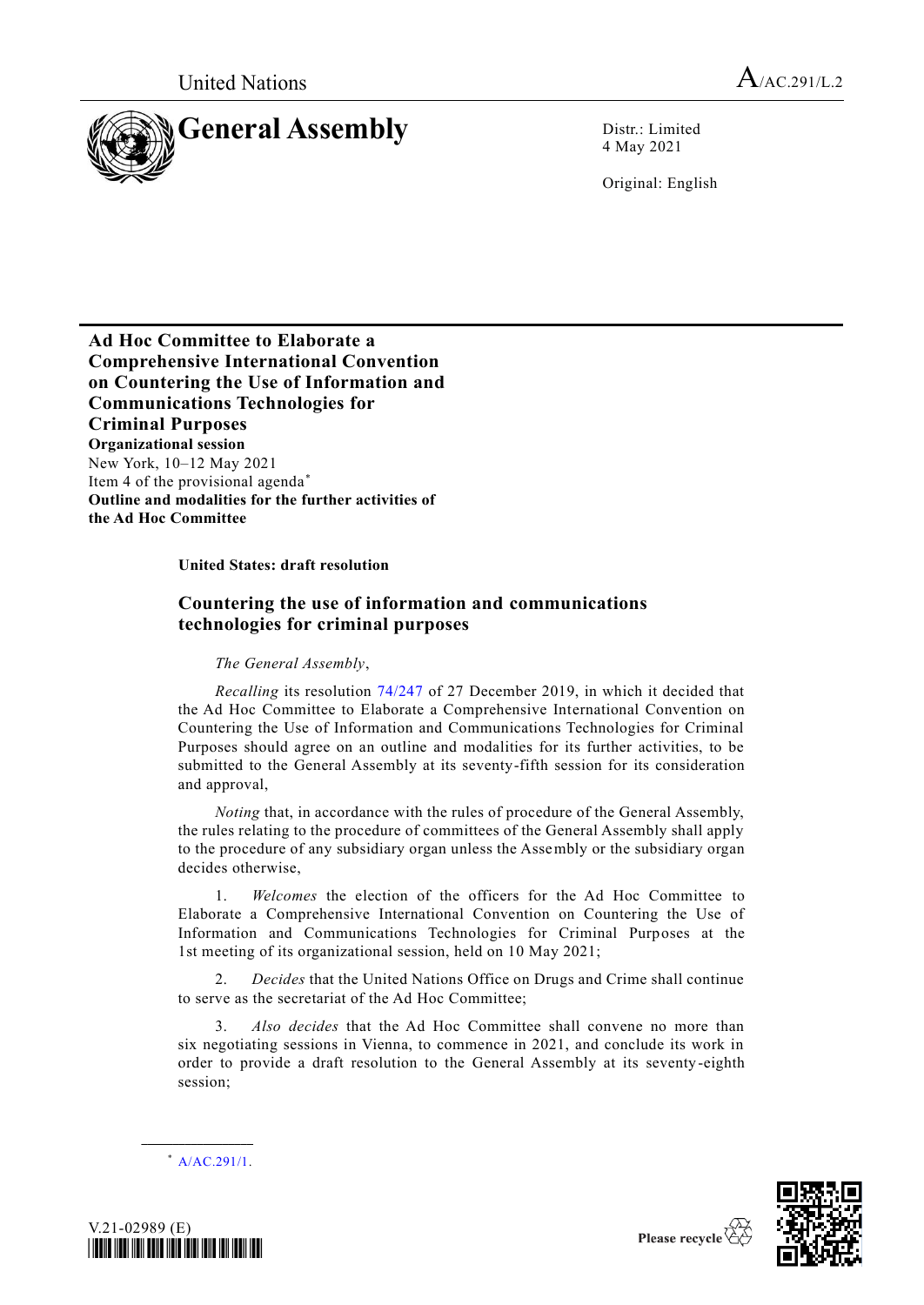United Nations

# General Assembly

A/AC.291/L.2

Distr.: Limited
4 May 2021

Original: English

**Ad Hoc Committee to Elaborate a Comprehensive International Convention on Countering the Use of Information and Communications Technologies for Criminal Purposes**
**Organizational session**
New York, 10–12 May 2021
Item 4 of the provisional agenda*
**Outline and modalities for the further activities of the Ad Hoc Committee**

**United States: draft resolution**

## Countering the use of information and communications technologies for criminal purposes

*The General Assembly*,

*Recalling* its resolution 74/247 of 27 December 2019, in which it decided that the Ad Hoc Committee to Elaborate a Comprehensive International Convention on Countering the Use of Information and Communications Technologies for Criminal Purposes should agree on an outline and modalities for its further activities, to be submitted to the General Assembly at its seventy-fifth session for its consideration and approval,

*Noting* that, in accordance with the rules of procedure of the General Assembly, the rules relating to the procedure of committees of the General Assembly shall apply to the procedure of any subsidiary organ unless the Assembly or the subsidiary organ decides otherwise,

1. *Welcomes* the election of the officers for the Ad Hoc Committee to Elaborate a Comprehensive International Convention on Countering the Use of Information and Communications Technologies for Criminal Purposes at the 1st meeting of its organizational session, held on 10 May 2021;

2. *Decides* that the United Nations Office on Drugs and Crime shall continue to serve as the secretariat of the Ad Hoc Committee;

3. *Also decides* that the Ad Hoc Committee shall convene no more than six negotiating sessions in Vienna, to commence in 2021, and conclude its work in order to provide a draft resolution to the General Assembly at its seventy-eighth session;

* A/AC.291/1.

V.21-02989 (E)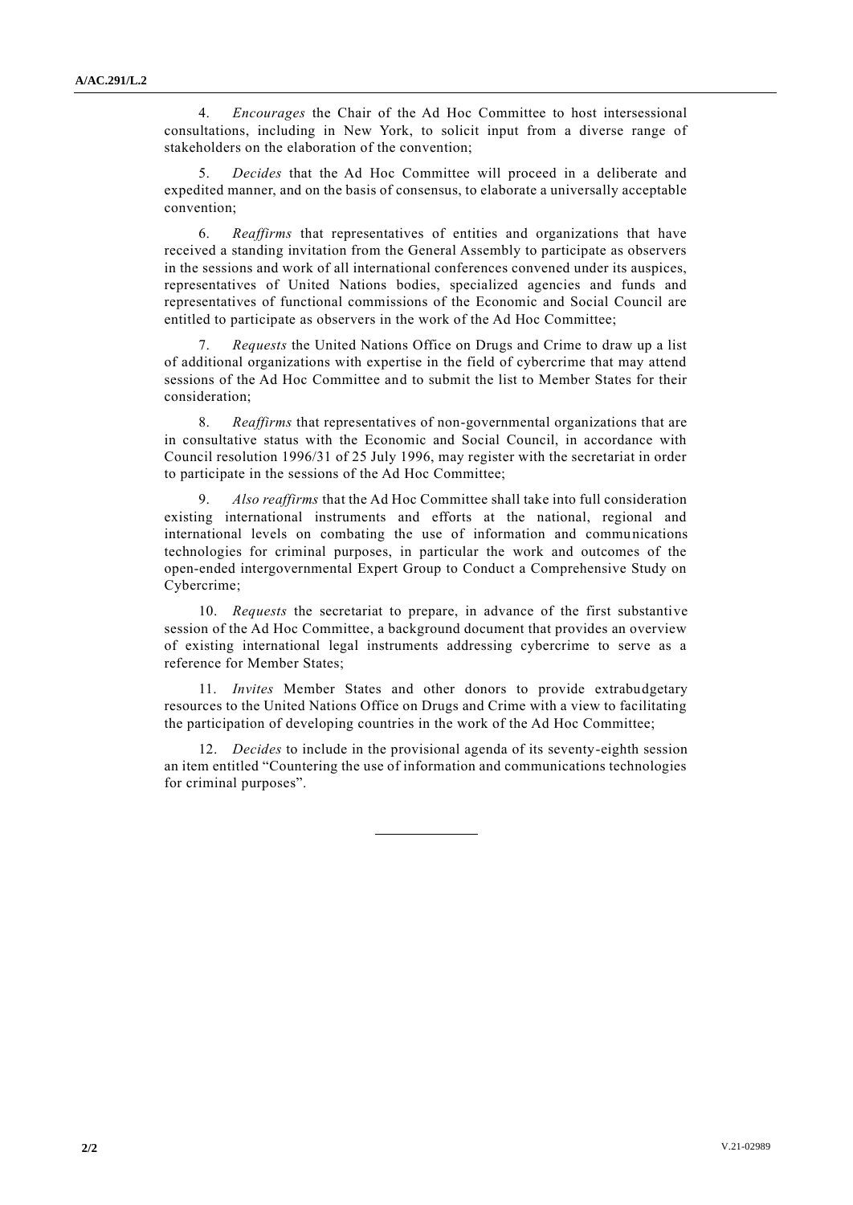4. *Encourages* the Chair of the Ad Hoc Committee to host intersessional consultations, including in New York, to solicit input from a diverse range of stakeholders on the elaboration of the convention;

5. *Decides* that the Ad Hoc Committee will proceed in a deliberate and expedited manner, and on the basis of consensus, to elaborate a universally acceptable convention;

6. *Reaffirms* that representatives of entities and organizations that have received a standing invitation from the General Assembly to participate as observers in the sessions and work of all international conferences convened under its auspices, representatives of United Nations bodies, specialized agencies and funds and representatives of functional commissions of the Economic and Social Council are entitled to participate as observers in the work of the Ad Hoc Committee;

7. *Requests* the United Nations Office on Drugs and Crime to draw up a list of additional organizations with expertise in the field of cybercrime that may attend sessions of the Ad Hoc Committee and to submit the list to Member States for their consideration;

8. *Reaffirms* that representatives of non-governmental organizations that are in consultative status with the Economic and Social Council, in accordance with Council resolution 1996/31 of 25 July 1996, may register with the secretariat in order to participate in the sessions of the Ad Hoc Committee;

9. *Also reaffirms* that the Ad Hoc Committee shall take into full consideration existing international instruments and efforts at the national, regional and international levels on combating the use of information and communications technologies for criminal purposes, in particular the work and outcomes of the open-ended intergovernmental Expert Group to Conduct a Comprehensive Study on Cybercrime;

10. *Requests* the secretariat to prepare, in advance of the first substantive session of the Ad Hoc Committee, a background document that provides an overview of existing international legal instruments addressing cybercrime to serve as a reference for Member States;

11. *Invites* Member States and other donors to provide extrabudgetary resources to the United Nations Office on Drugs and Crime with a view to facilitating the participation of developing countries in the work of the Ad Hoc Committee;

12. *Decides* to include in the provisional agenda of its seventy-eighth session an item entitled "Countering the use of information and communications technologies for criminal purposes".